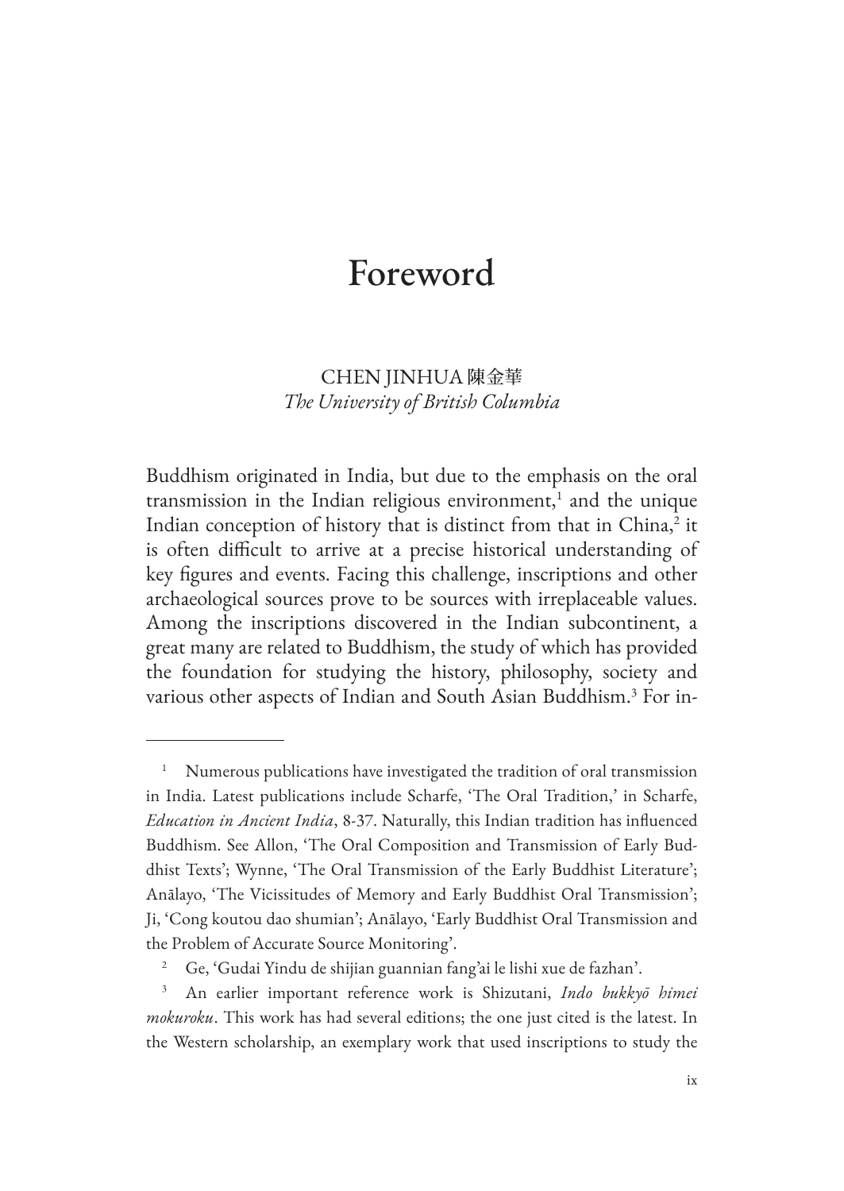# Foreword

CHEN JINHUA 陳金華
*The University of British Columbia*

Buddhism originated in India, but due to the emphasis on the oral transmission in the Indian religious environment,[1] and the unique Indian conception of history that is distinct from that in China,[2] it is often difficult to arrive at a precise historical understanding of key figures and events. Facing this challenge, inscriptions and other archaeological sources prove to be sources with irreplaceable values. Among the inscriptions discovered in the Indian subcontinent, a great many are related to Buddhism, the study of which has provided the foundation for studying the history, philosophy, society and various other aspects of Indian and South Asian Buddhism.[3] For in-

---

[1] Numerous publications have investigated the tradition of oral transmission in India. Latest publications include Scharfe, 'The Oral Tradition,' in Scharfe, *Education in Ancient India*, 8-37. Naturally, this Indian tradition has influenced Buddhism. See Allon, 'The Oral Composition and Transmission of Early Buddhist Texts'; Wynne, 'The Oral Transmission of the Early Buddhist Literature'; Anālayo, 'The Vicissitudes of Memory and Early Buddhist Oral Transmission'; Ji, 'Cong koutou dao shumian'; Anālayo, 'Early Buddhist Oral Transmission and the Problem of Accurate Source Monitoring'.

[2] Ge, 'Gudai Yindu de shijian guannian fang'ai le lishi xue de fazhan'.

[3] An earlier important reference work is Shizutani, *Indo bukkyō himei mokuroku*. This work has had several editions; the one just cited is the latest. In the Western scholarship, an exemplary work that used inscriptions to study the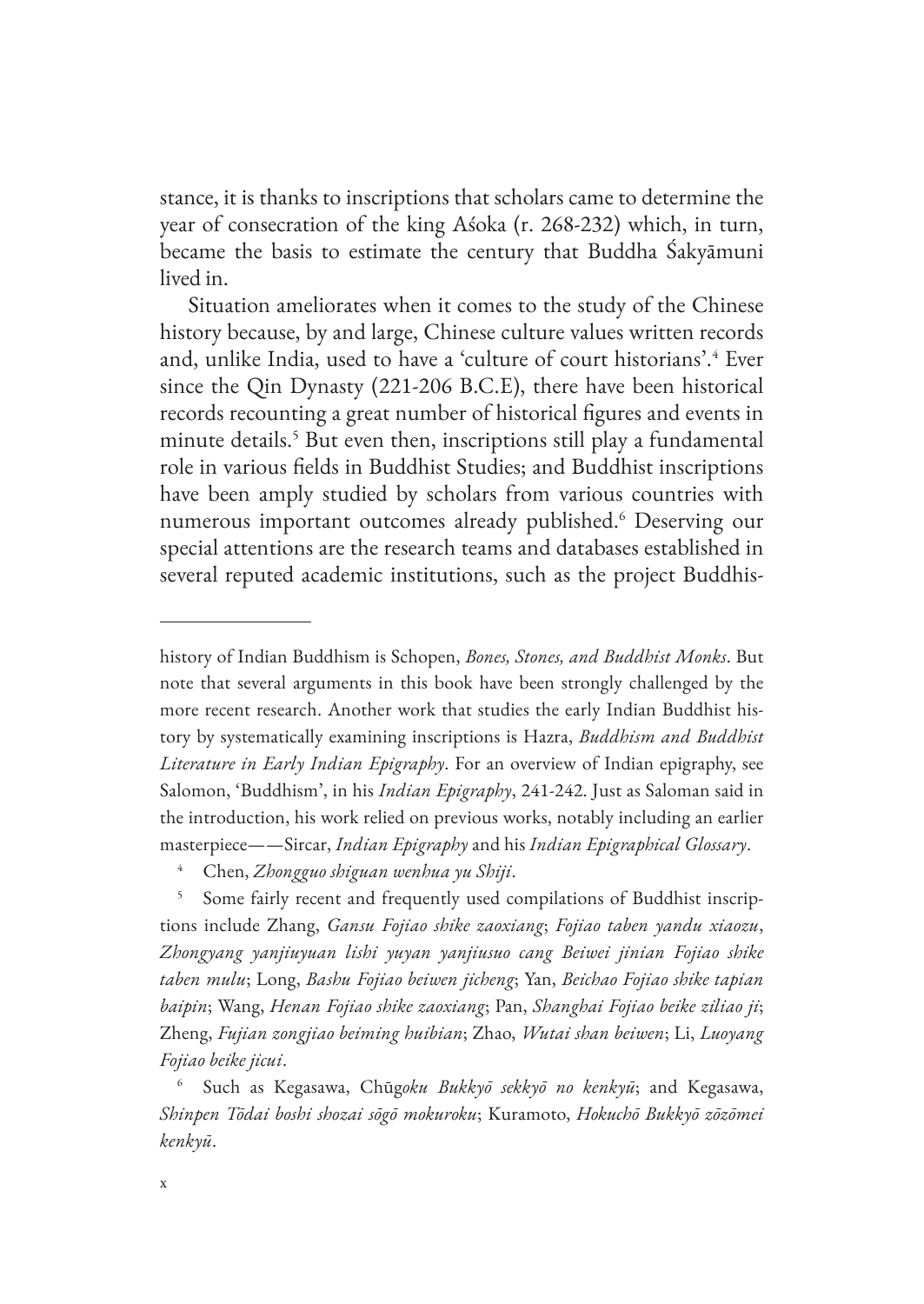stance, it is thanks to inscriptions that scholars came to determine the year of consecration of the king Aśoka (r. 268-232) which, in turn, became the basis to estimate the century that Buddha Śakyāmuni lived in.

Situation ameliorates when it comes to the study of the Chinese history because, by and large, Chinese culture values written records and, unlike India, used to have a 'culture of court historians'.[4] Ever since the Qin Dynasty (221-206 B.C.E), there have been historical records recounting a great number of historical figures and events in minute details.[5] But even then, inscriptions still play a fundamental role in various fields in Buddhist Studies; and Buddhist inscriptions have been amply studied by scholars from various countries with numerous important outcomes already published.[6] Deserving our special attentions are the research teams and databases established in several reputed academic institutions, such as the project Buddhis-

---

history of Indian Buddhism is Schopen, *Bones, Stones, and Buddhist Monks*. But note that several arguments in this book have been strongly challenged by the more recent research. Another work that studies the early Indian Buddhist history by systematically examining inscriptions is Hazra, *Buddhism and Buddhist Literature in Early Indian Epigraphy*. For an overview of Indian epigraphy, see Salomon, 'Buddhism', in his *Indian Epigraphy*, 241-242. Just as Saloman said in the introduction, his work relied on previous works, notably including an earlier masterpiece——Sircar, *Indian Epigraphy* and his *Indian Epigraphical Glossary*.

[4] Chen, *Zhongguo shiguan wenhua yu Shiji*.

[5] Some fairly recent and frequently used compilations of Buddhist inscriptions include Zhang, *Gansu Fojiao shike zaoxiang*; *Fojiao taben yandu xiaozu*, *Zhongyang yanjiuyuan lishi yuyan yanjiusuo cang Beiwei jinian Fojiao shike taben mulu*; Long, *Bashu Fojiao beiwen jicheng*; Yan, *Beichao Fojiao shike tapian baipin*; Wang, *Henan Fojiao shike zaoxiang*; Pan, *Shanghai Fojiao beike ziliao ji*; Zheng, *Fujian zongjiao beiming huibian*; Zhao, *Wutai shan beiwen*; Li, *Luoyang Fojiao beike jicui*.

[6] Such as Kegasawa, Chūg*oku Bukkyō sekkyō no kenkyū*; and Kegasawa, *Shinpen Tōdai boshi shozai sōgō mokuroku*; Kuramoto, *Hokuchō Bukkyō zōzōmei kenkyū*.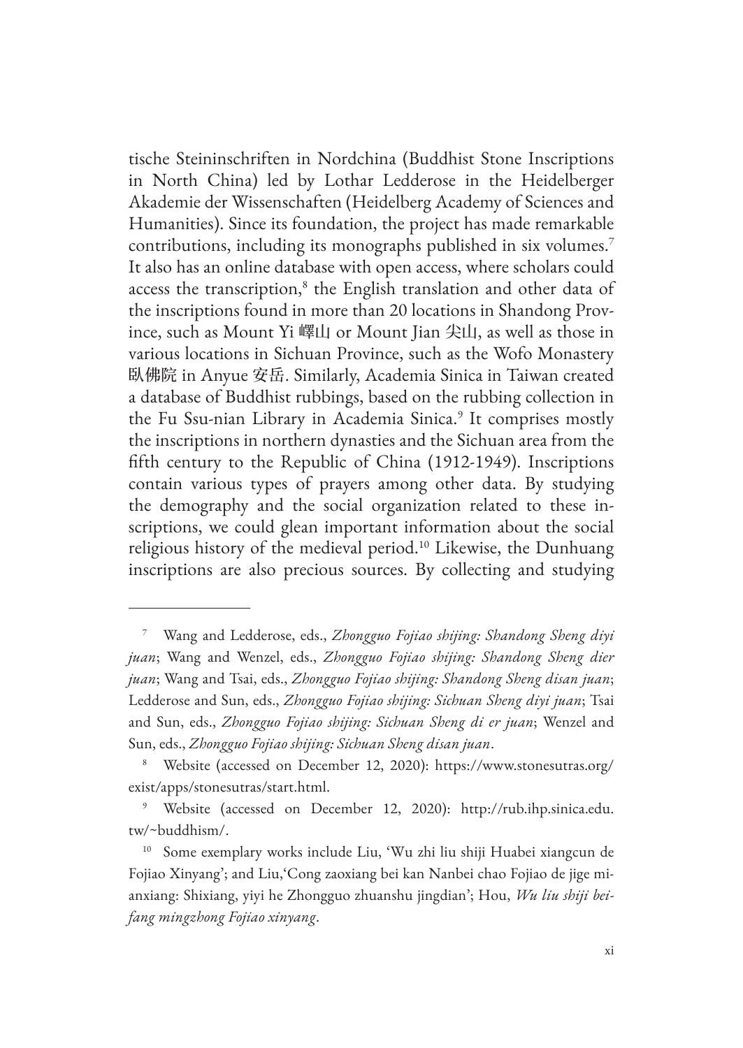tische Steininschriften in Nordchina (Buddhist Stone Inscriptions in North China) led by Lothar Ledderose in the Heidelberger Akademie der Wissenschaften (Heidelberg Academy of Sciences and Humanities). Since its foundation, the project has made remarkable contributions, including its monographs published in six volumes.[7] It also has an online database with open access, where scholars could access the transcription,[8] the English translation and other data of the inscriptions found in more than 20 locations in Shandong Province, such as Mount Yi 嶧山 or Mount Jian 尖山, as well as those in various locations in Sichuan Province, such as the Wofo Monastery 臥佛院 in Anyue 安岳. Similarly, Academia Sinica in Taiwan created a database of Buddhist rubbings, based on the rubbing collection in the Fu Ssu-nian Library in Academia Sinica.[9] It comprises mostly the inscriptions in northern dynasties and the Sichuan area from the fifth century to the Republic of China (1912-1949). Inscriptions contain various types of prayers among other data. By studying the demography and the social organization related to these inscriptions, we could glean important information about the social religious history of the medieval period.[10] Likewise, the Dunhuang inscriptions are also precious sources. By collecting and studying

---

[7] Wang and Ledderose, eds., *Zhongguo Fojiao shijing: Shandong Sheng diyi juan*; Wang and Wenzel, eds., *Zhongguo Fojiao shijing: Shandong Sheng dier juan*; Wang and Tsai, eds., *Zhongguo Fojiao shijing: Shandong Sheng disan juan*; Ledderose and Sun, eds., *Zhongguo Fojiao shijing: Sichuan Sheng diyi juan*; Tsai and Sun, eds., *Zhongguo Fojiao shijing: Sichuan Sheng di er juan*; Wenzel and Sun, eds., *Zhongguo Fojiao shijing: Sichuan Sheng disan juan*.

[8] Website (accessed on December 12, 2020): https://www.stonesutras.org/exist/apps/stonesutras/start.html.

[9] Website (accessed on December 12, 2020): http://rub.ihp.sinica.edu.tw/~buddhism/.

[10] Some exemplary works include Liu, 'Wu zhi liu shiji Huabei xiangcun de Fojiao Xinyang'; and Liu,'Cong zaoxiang bei kan Nanbei chao Fojiao de jige mianxiang: Shixiang, yiyi he Zhongguo zhuanshu jingdian'; Hou, *Wu liu shiji beifang mingzhong Fojiao xinyang*.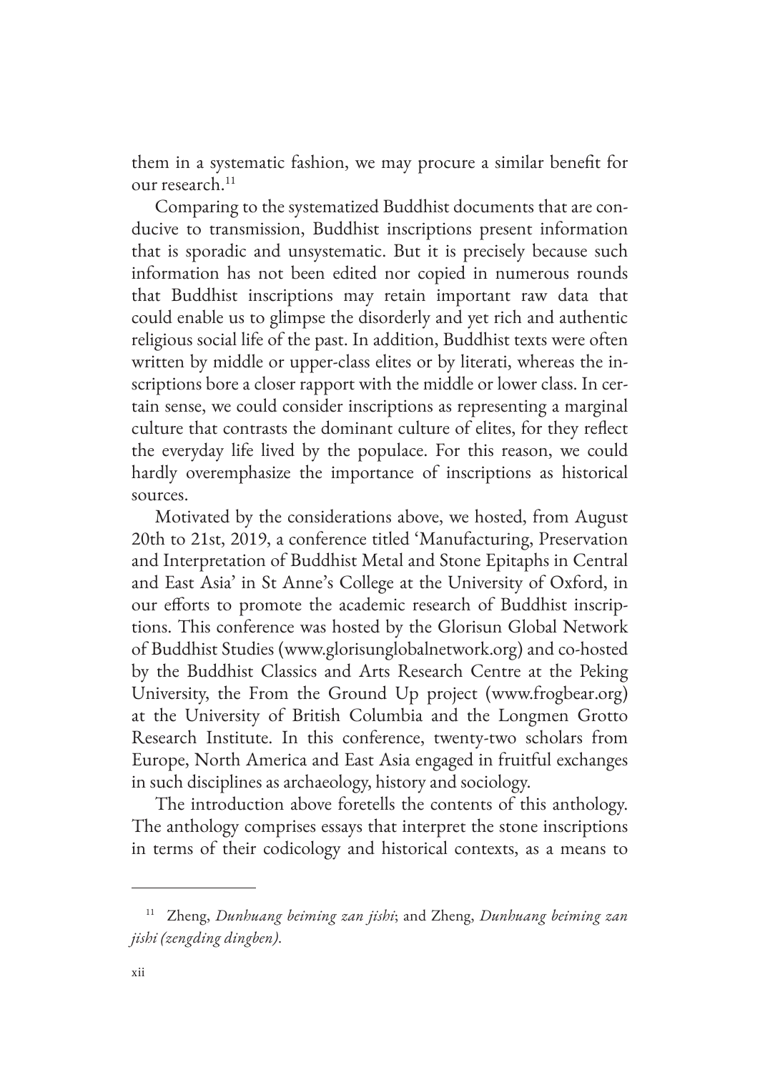them in a systematic fashion, we may procure a similar benefit for our research.[11]

Comparing to the systematized Buddhist documents that are conducive to transmission, Buddhist inscriptions present information that is sporadic and unsystematic. But it is precisely because such information has not been edited nor copied in numerous rounds that Buddhist inscriptions may retain important raw data that could enable us to glimpse the disorderly and yet rich and authentic religious social life of the past. In addition, Buddhist texts were often written by middle or upper-class elites or by literati, whereas the inscriptions bore a closer rapport with the middle or lower class. In certain sense, we could consider inscriptions as representing a marginal culture that contrasts the dominant culture of elites, for they reflect the everyday life lived by the populace. For this reason, we could hardly overemphasize the importance of inscriptions as historical sources.

Motivated by the considerations above, we hosted, from August 20th to 21st, 2019, a conference titled 'Manufacturing, Preservation and Interpretation of Buddhist Metal and Stone Epitaphs in Central and East Asia' in St Anne's College at the University of Oxford, in our efforts to promote the academic research of Buddhist inscriptions. This conference was hosted by the Glorisun Global Network of Buddhist Studies (www.glorisunglobalnetwork.org) and co-hosted by the Buddhist Classics and Arts Research Centre at the Peking University, the From the Ground Up project (www.frogbear.org) at the University of British Columbia and the Longmen Grotto Research Institute. In this conference, twenty-two scholars from Europe, North America and East Asia engaged in fruitful exchanges in such disciplines as archaeology, history and sociology.

The introduction above foretells the contents of this anthology. The anthology comprises essays that interpret the stone inscriptions in terms of their codicology and historical contexts, as a means to

---

[11] Zheng, *Dunhuang beiming zan jishi*; and Zheng, *Dunhuang beiming zan jishi (zengding dingben)*.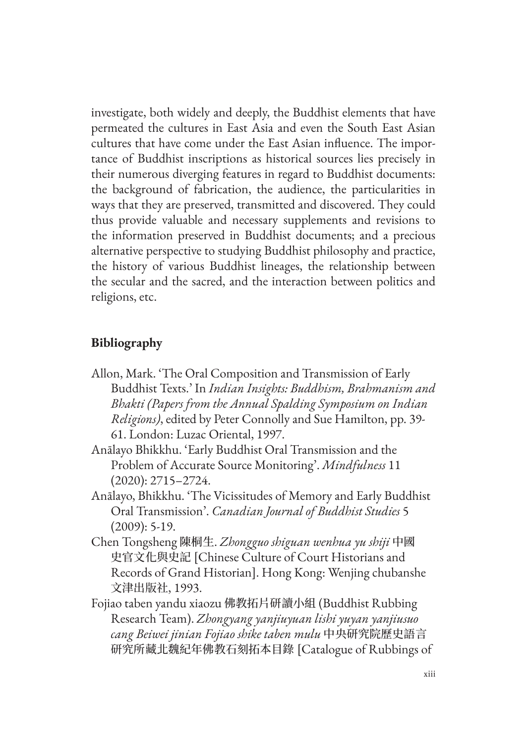investigate, both widely and deeply, the Buddhist elements that have permeated the cultures in East Asia and even the South East Asian cultures that have come under the East Asian influence. The importance of Buddhist inscriptions as historical sources lies precisely in their numerous diverging features in regard to Buddhist documents: the background of fabrication, the audience, the particularities in ways that they are preserved, transmitted and discovered. They could thus provide valuable and necessary supplements and revisions to the information preserved in Buddhist documents; and a precious alternative perspective to studying Buddhist philosophy and practice, the history of various Buddhist lineages, the relationship between the secular and the sacred, and the interaction between politics and religions, etc.

## Bibliography

Allon, Mark. 'The Oral Composition and Transmission of Early Buddhist Texts.' In *Indian Insights: Buddhism, Brahmanism and Bhakti (Papers from the Annual Spalding Symposium on Indian Religions)*, edited by Peter Connolly and Sue Hamilton, pp. 39-61. London: Luzac Oriental, 1997.

Anālayo Bhikkhu. 'Early Buddhist Oral Transmission and the Problem of Accurate Source Monitoring'. *Mindfulness* 11 (2020): 2715–2724.

Anālayo, Bhikkhu. 'The Vicissitudes of Memory and Early Buddhist Oral Transmission'. *Canadian Journal of Buddhist Studies* 5 (2009): 5-19.

Chen Tongsheng 陳桐生. *Zhongguo shiguan wenhua yu shiji* 中國史官文化與史記 [Chinese Culture of Court Historians and Records of Grand Historian]. Hong Kong: Wenjing chubanshe 文津出版社, 1993.

Fojiao taben yandu xiaozu 佛教拓片研讀小組 (Buddhist Rubbing Research Team). *Zhongyang yanjiuyuan lishi yuyan yanjiusuo cang Beiwei jinian Fojiao shike taben mulu* 中央研究院歷史語言研究所藏北魏紀年佛教石刻拓本目錄 [Catalogue of Rubbings of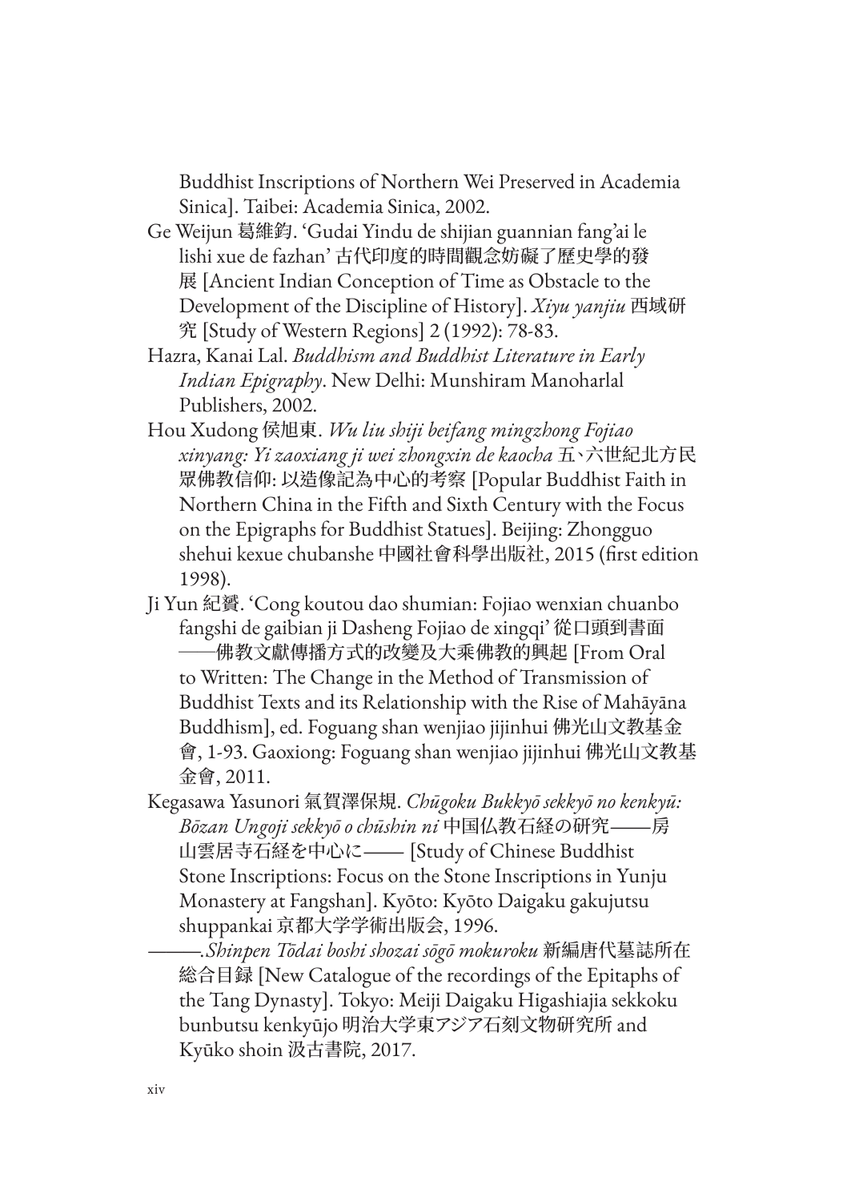Buddhist Inscriptions of Northern Wei Preserved in Academia Sinica]. Taibei: Academia Sinica, 2002.

Ge Weijun 葛維鈞. 'Gudai Yindu de shijian guannian fang'ai le lishi xue de fazhan' 古代印度的時間觀念妨礙了歷史學的發展 [Ancient Indian Conception of Time as Obstacle to the Development of the Discipline of History]. *Xiyu yanjiu* 西域研究 [Study of Western Regions] 2 (1992): 78-83.

Hazra, Kanai Lal. *Buddhism and Buddhist Literature in Early Indian Epigraphy*. New Delhi: Munshiram Manoharlal Publishers, 2002.

Hou Xudong 侯旭東. *Wu liu shiji beifang mingzhong Fojiao xinyang: Yi zaoxiang ji wei zhongxin de kaocha* 五、六世紀北方民眾佛教信仰: 以造像記為中心的考察 [Popular Buddhist Faith in Northern China in the Fifth and Sixth Century with the Focus on the Epigraphs for Buddhist Statues]. Beijing: Zhongguo shehui kexue chubanshe 中國社會科學出版社, 2015 (first edition 1998).

Ji Yun 紀贇. 'Cong koutou dao shumian: Fojiao wenxian chuanbo fangshi de gaibian ji Dasheng Fojiao de xingqi' 從口頭到書面——佛教文獻傳播方式的改變及大乘佛教的興起 [From Oral to Written: The Change in the Method of Transmission of Buddhist Texts and its Relationship with the Rise of Mahāyāna Buddhism], ed. Foguang shan wenjiao jijinhui 佛光山文教基金會, 1-93. Gaoxiong: Foguang shan wenjiao jijinhui 佛光山文教基金會, 2011.

Kegasawa Yasunori 氣賀澤保規. *Chūgoku Bukkyō sekkyō no kenkyū: Bōzan Ungoji sekkyō o chūshin ni* 中国仏教石経の研究——房山雲居寺石経を中心に—— [Study of Chinese Buddhist Stone Inscriptions: Focus on the Stone Inscriptions in Yunju Monastery at Fangshan]. Kyōto: Kyōto Daigaku gakujutsu shuppankai 京都大学学術出版会, 1996.

———. *Shinpen Tōdai boshi shozai sōgō mokuroku* 新編唐代墓誌所在総合目録 [New Catalogue of the recordings of the Epitaphs of the Tang Dynasty]. Tokyo: Meiji Daigaku Higashiajia sekkoku bunbutsu kenkyūjo 明治大学東アジア石刻文物研究所 and Kyūko shoin 汲古書院, 2017.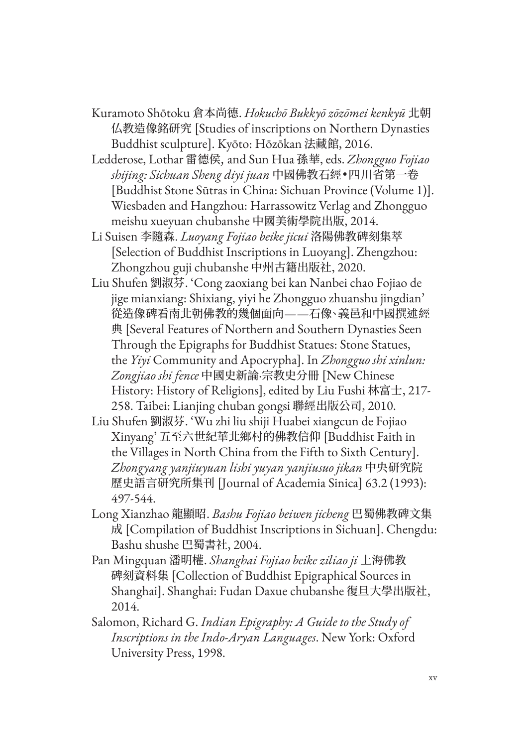Kuramoto Shōtoku 倉本尚德. *Hokuchō Bukkyō zōzōmei kenkyū* 北朝仏教造像銘研究 [Studies of inscriptions on Northern Dynasties Buddhist sculpture]. Kyōto: Hōzōkan 法藏館, 2016.

Ledderose, Lothar 雷德侯, and Sun Hua 孫華, eds. *Zhongguo Fojiao shijing: Sichuan Sheng diyi juan* 中國佛教石經•四川省第一卷 [Buddhist Stone Sūtras in China: Sichuan Province (Volume 1)]. Wiesbaden and Hangzhou: Harrassowitz Verlag and Zhongguo meishu xueyuan chubanshe 中國美術學院出版, 2014.

Li Suisen 李隨森. *Luoyang Fojiao beike jicui* 洛陽佛教碑刻集萃 [Selection of Buddhist Inscriptions in Luoyang]. Zhengzhou: Zhongzhou guji chubanshe 中州古籍出版社, 2020.

Liu Shufen 劉淑芬. 'Cong zaoxiang bei kan Nanbei chao Fojiao de jige mianxiang: Shixiang, yiyi he Zhongguo zhuanshu jingdian' 從造像碑看南北朝佛教的幾個面向——石像、義邑和中國撰述經典 [Several Features of Northern and Southern Dynasties Seen Through the Epigraphs for Buddhist Statues: Stone Statues, the *Yiyi* Community and Apocrypha]. In *Zhongguo shi xinlun: Zongjiao shi fence* 中國史新論·宗教史分冊 [New Chinese History: History of Religions], edited by Liu Fushi 林富士, 217-258. Taibei: Lianjing chuban gongsi 聯經出版公司, 2010.

Liu Shufen 劉淑芬. 'Wu zhi liu shiji Huabei xiangcun de Fojiao Xinyang' 五至六世紀華北鄉村的佛教信仰 [Buddhist Faith in the Villages in North China from the Fifth to Sixth Century]. *Zhongyang yanjiuyuan lishi yuyan yanjiusuo jikan* 中央研究院歷史語言研究所集刊 [Journal of Academia Sinica] 63.2 (1993): 497-544.

Long Xianzhao 龍顯昭. *Bashu Fojiao beiwen jicheng* 巴蜀佛教碑文集成 [Compilation of Buddhist Inscriptions in Sichuan]. Chengdu: Bashu shushe 巴蜀書社, 2004.

Pan Mingquan 潘明權. *Shanghai Fojiao beike ziliao ji* 上海佛教碑刻資料集 [Collection of Buddhist Epigraphical Sources in Shanghai]. Shanghai: Fudan Daxue chubanshe 復旦大學出版社, 2014.

Salomon, Richard G. *Indian Epigraphy: A Guide to the Study of Inscriptions in the Indo-Aryan Languages*. New York: Oxford University Press, 1998.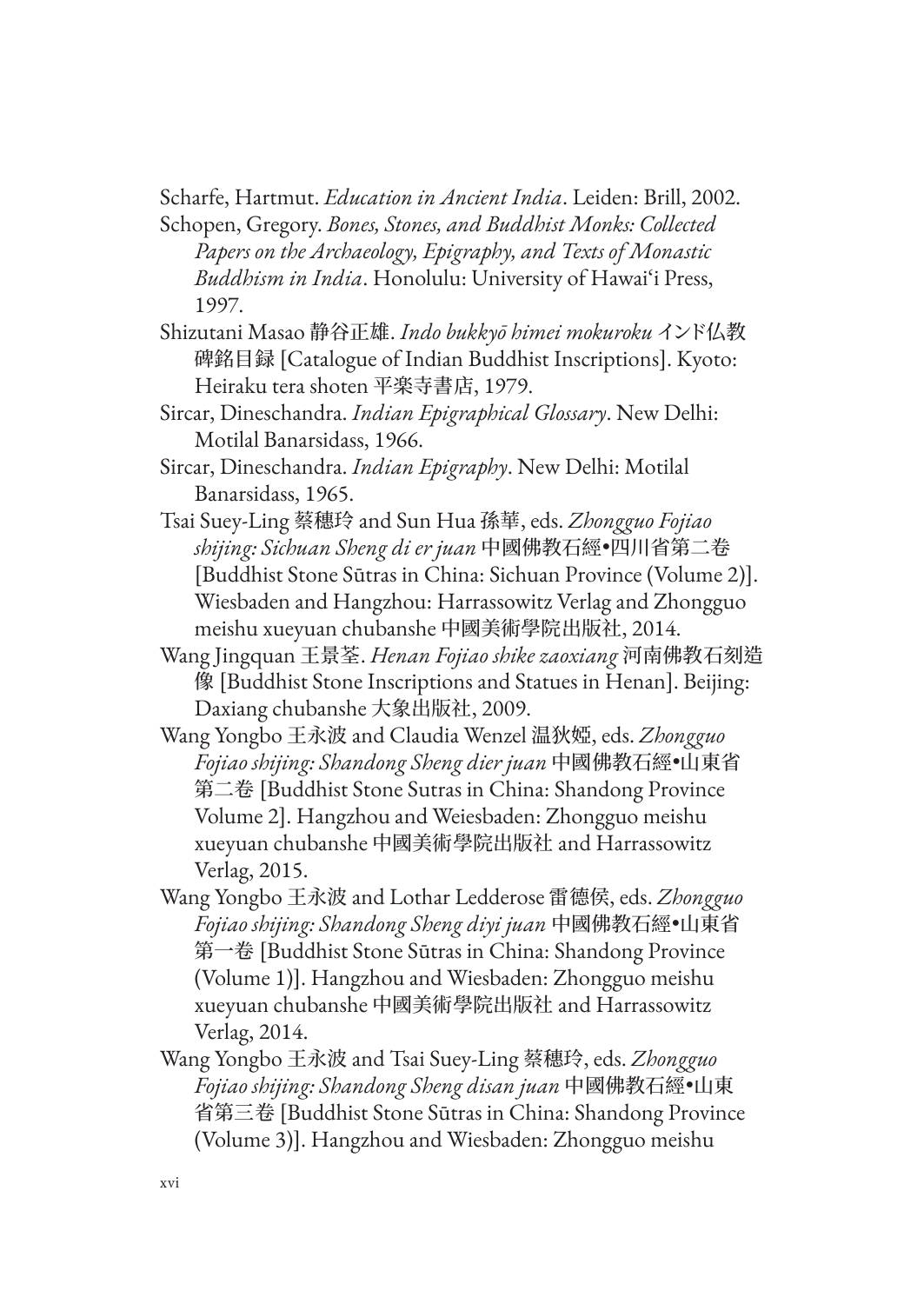Scharfe, Hartmut. *Education in Ancient India*. Leiden: Brill, 2002.

Schopen, Gregory. *Bones, Stones, and Buddhist Monks: Collected Papers on the Archaeology, Epigraphy, and Texts of Monastic Buddhism in India*. Honolulu: University of Hawai'i Press, 1997.

Shizutani Masao 静谷正雄. *Indo bukkyō himei mokuroku* インド仏教碑銘目録 [Catalogue of Indian Buddhist Inscriptions]. Kyoto: Heiraku tera shoten 平楽寺書店, 1979.

Sircar, Dineschandra. *Indian Epigraphical Glossary*. New Delhi: Motilal Banarsidass, 1966.

Sircar, Dineschandra. *Indian Epigraphy*. New Delhi: Motilal Banarsidass, 1965.

Tsai Suey-Ling 蔡穗玲 and Sun Hua 孫華, eds. *Zhongguo Fojiao shijing: Sichuan Sheng di er juan* 中國佛教石經•四川省第二卷 [Buddhist Stone Sūtras in China: Sichuan Province (Volume 2)]. Wiesbaden and Hangzhou: Harrassowitz Verlag and Zhongguo meishu xueyuan chubanshe 中國美術學院出版社, 2014.

Wang Jingquan 王景荃. *Henan Fojiao shike zaoxiang* 河南佛教石刻造像 [Buddhist Stone Inscriptions and Statues in Henan]. Beijing: Daxiang chubanshe 大象出版社, 2009.

Wang Yongbo 王永波 and Claudia Wenzel 温狄婭, eds. *Zhongguo Fojiao shijing: Shandong Sheng dier juan* 中國佛教石經•山東省第二卷 [Buddhist Stone Sutras in China: Shandong Province Volume 2]. Hangzhou and Weiesbaden: Zhongguo meishu xueyuan chubanshe 中國美術學院出版社 and Harrassowitz Verlag, 2015.

Wang Yongbo 王永波 and Lothar Ledderose 雷德侯, eds. *Zhongguo Fojiao shijing: Shandong Sheng diyi juan* 中國佛教石經•山東省第一卷 [Buddhist Stone Sūtras in China: Shandong Province (Volume 1)]. Hangzhou and Wiesbaden: Zhongguo meishu xueyuan chubanshe 中國美術學院出版社 and Harrassowitz Verlag, 2014.

Wang Yongbo 王永波 and Tsai Suey-Ling 蔡穗玲, eds. *Zhongguo Fojiao shijing: Shandong Sheng disan juan* 中國佛教石經•山東省第三卷 [Buddhist Stone Sūtras in China: Shandong Province (Volume 3)]. Hangzhou and Wiesbaden: Zhongguo meishu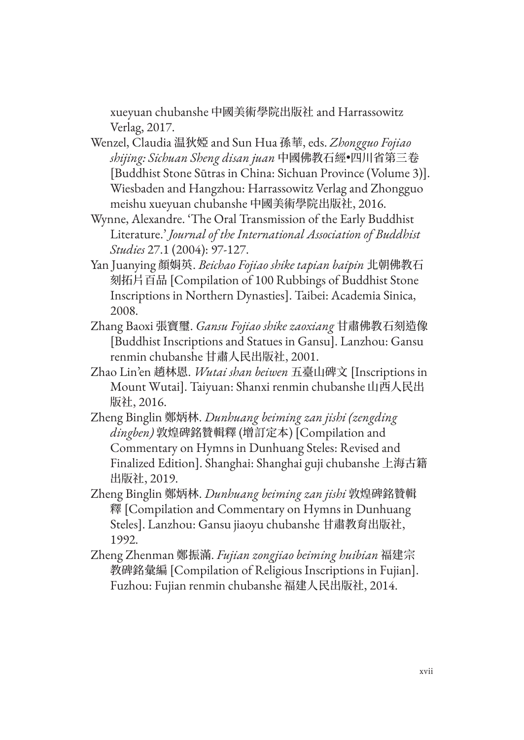xueyuan chubanshe 中國美術學院出版社 and Harrassowitz Verlag, 2017.

Wenzel, Claudia 温狄婭 and Sun Hua 孫華, eds. *Zhongguo Fojiao shijing: Sichuan Sheng disan juan* 中國佛教石經•四川省第三卷 [Buddhist Stone Sūtras in China: Sichuan Province (Volume 3)]. Wiesbaden and Hangzhou: Harrassowitz Verlag and Zhongguo meishu xueyuan chubanshe 中國美術學院出版社, 2016.

Wynne, Alexandre. 'The Oral Transmission of the Early Buddhist Literature.' *Journal of the International Association of Buddhist Studies* 27.1 (2004): 97-127.

Yan Juanying 顏娟英. *Beichao Fojiao shike tapian baipin* 北朝佛教石刻拓片百品 [Compilation of 100 Rubbings of Buddhist Stone Inscriptions in Northern Dynasties]. Taibei: Academia Sinica, 2008.

Zhang Baoxi 張寶璽. *Gansu Fojiao shike zaoxiang* 甘肅佛教石刻造像 [Buddhist Inscriptions and Statues in Gansu]. Lanzhou: Gansu renmin chubanshe 甘肅人民出版社, 2001.

Zhao Lin'en 趙林恩. *Wutai shan beiwen* 五臺山碑文 [Inscriptions in Mount Wutai]. Taiyuan: Shanxi renmin chubanshe 山西人民出版社, 2016.

Zheng Binglin 鄭炳林. *Dunhuang beiming zan jishi (zengding dingben)* 敦煌碑銘贊輯釋 (增訂定本) [Compilation and Commentary on Hymns in Dunhuang Steles: Revised and Finalized Edition]. Shanghai: Shanghai guji chubanshe 上海古籍出版社, 2019.

Zheng Binglin 鄭炳林. *Dunhuang beiming zan jishi* 敦煌碑銘贊輯釋 [Compilation and Commentary on Hymns in Dunhuang Steles]. Lanzhou: Gansu jiaoyu chubanshe 甘肅教育出版社, 1992.

Zheng Zhenman 鄭振滿. *Fujian zongjiao beiming huibian* 福建宗教碑銘彙編 [Compilation of Religious Inscriptions in Fujian]. Fuzhou: Fujian renmin chubanshe 福建人民出版社, 2014.